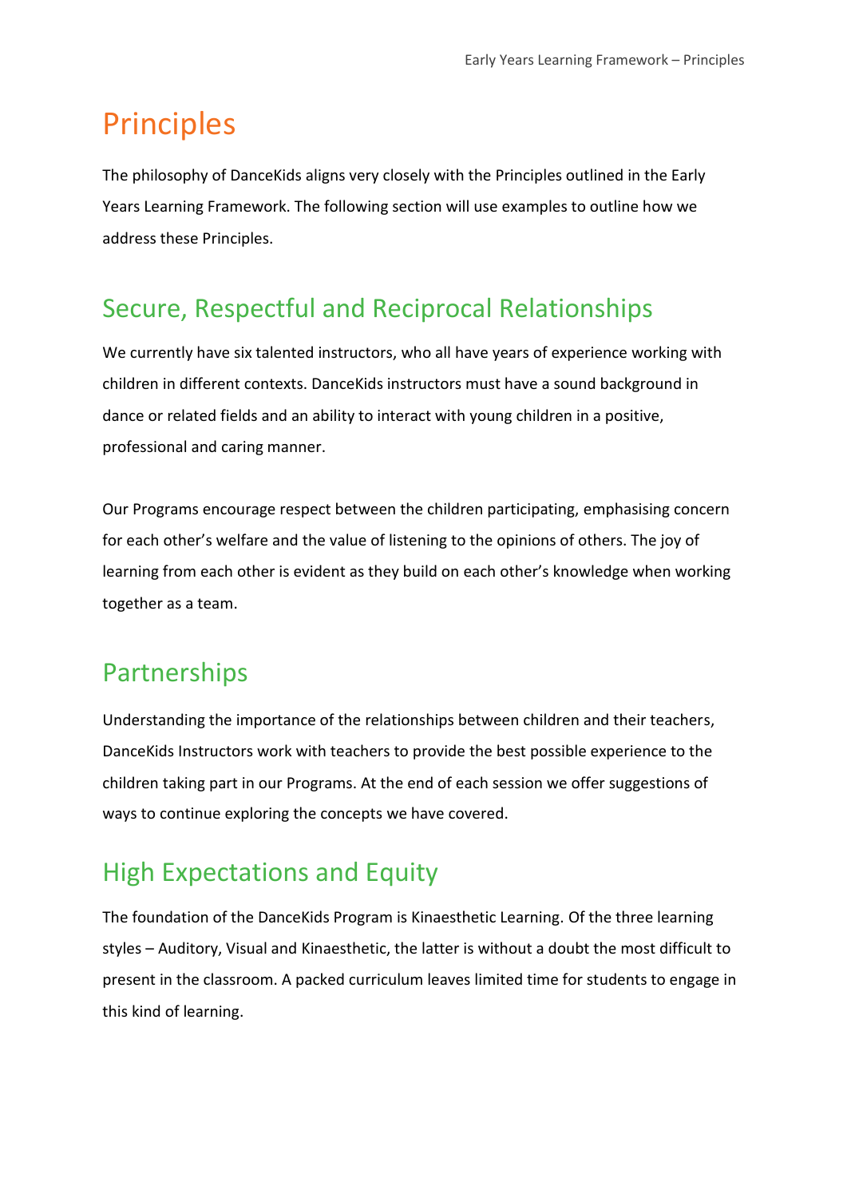# Principles

The philosophy of DanceKids aligns very closely with the Principles outlined in the Early Years Learning Framework. The following section will use examples to outline how we address these Principles.

## Secure, Respectful and Reciprocal Relationships

We currently have six talented instructors, who all have years of experience working with children in different contexts. DanceKids instructors must have a sound background in dance or related fields and an ability to interact with young children in a positive, professional and caring manner.

Our Programs encourage respect between the children participating, emphasising concern for each other's welfare and the value of listening to the opinions of others. The joy of learning from each other is evident as they build on each other's knowledge when working together as a team.

## Partnerships

Understanding the importance of the relationships between children and their teachers, DanceKids Instructors work with teachers to provide the best possible experience to the children taking part in our Programs. At the end of each session we offer suggestions of ways to continue exploring the concepts we have covered.

## High Expectations and Equity

The foundation of the DanceKids Program is Kinaesthetic Learning. Of the three learning styles – Auditory, Visual and Kinaesthetic, the latter is without a doubt the most difficult to present in the classroom. A packed curriculum leaves limited time for students to engage in this kind of learning.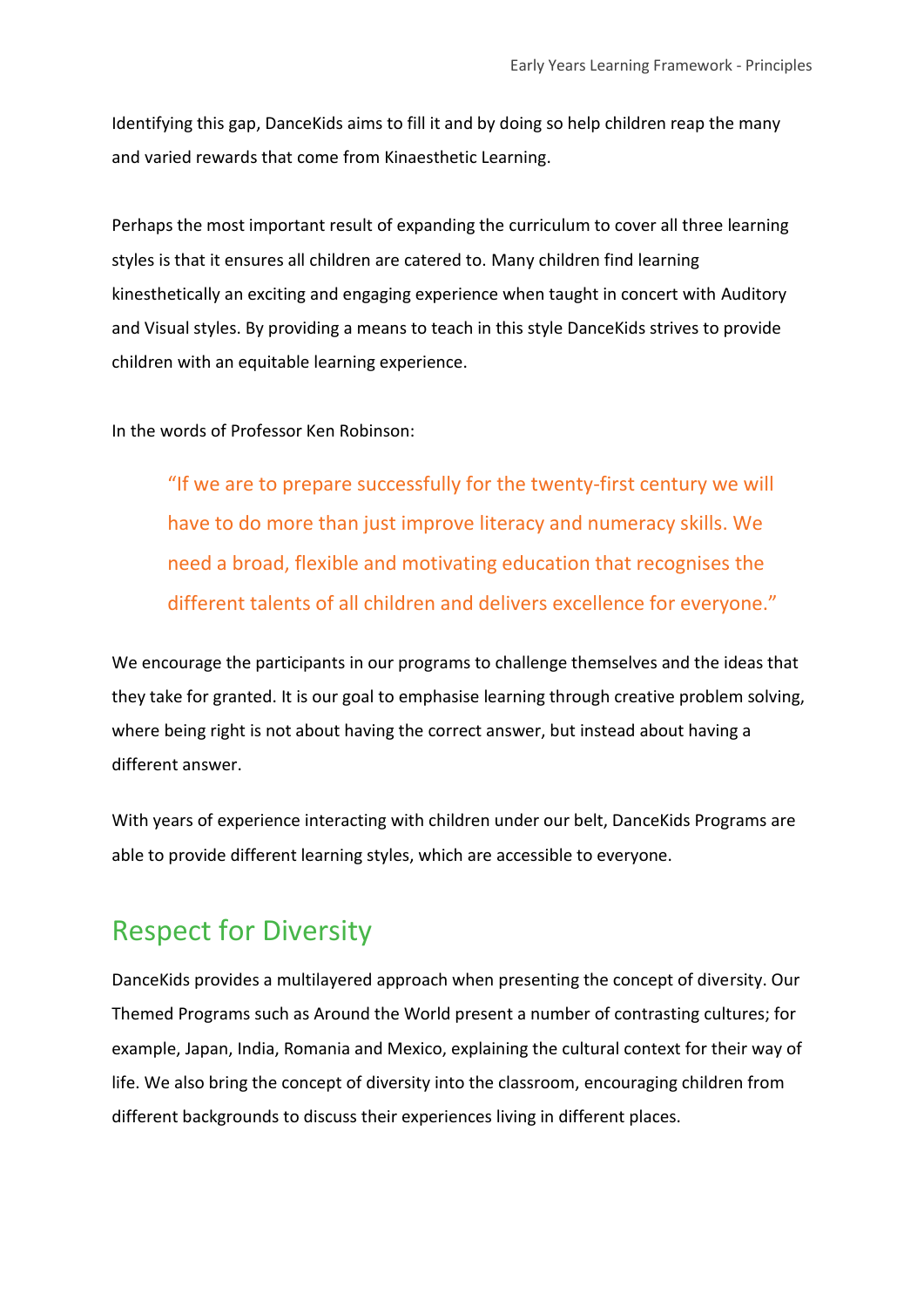Identifying this gap, DanceKids aims to fill it and by doing so help children reap the many and varied rewards that come from Kinaesthetic Learning.

Perhaps the most important result of expanding the curriculum to cover all three learning styles is that it ensures all children are catered to. Many children find learning kinesthetically an exciting and engaging experience when taught in concert with Auditory and Visual styles. By providing a means to teach in this style DanceKids strives to provide children with an equitable learning experience.

In the words of Professor Ken Robinson:

> "If we are to prepare successfully for the twenty-first century we will have to do more than just improve literacy and numeracy skills. We need a broad, flexible and motivating education that recognises the different talents of all children and delivers excellence for everyone."

We encourage the participants in our programs to challenge themselves and the ideas that they take for granted. It is our goal to emphasise learning through creative problem solving, where being right is not about having the correct answer, but instead about having a different answer.

With years of experience interacting with children under our belt, DanceKids Programs are able to provide different learning styles, which are accessible to everyone.

## Respect for Diversity

DanceKids provides a multilayered approach when presenting the concept of diversity. Our Themed Programs such as Around the World present a number of contrasting cultures; for example, Japan, India, Romania and Mexico, explaining the cultural context for their way of life. We also bring the concept of diversity into the classroom, encouraging children from different backgrounds to discuss their experiences living in different places.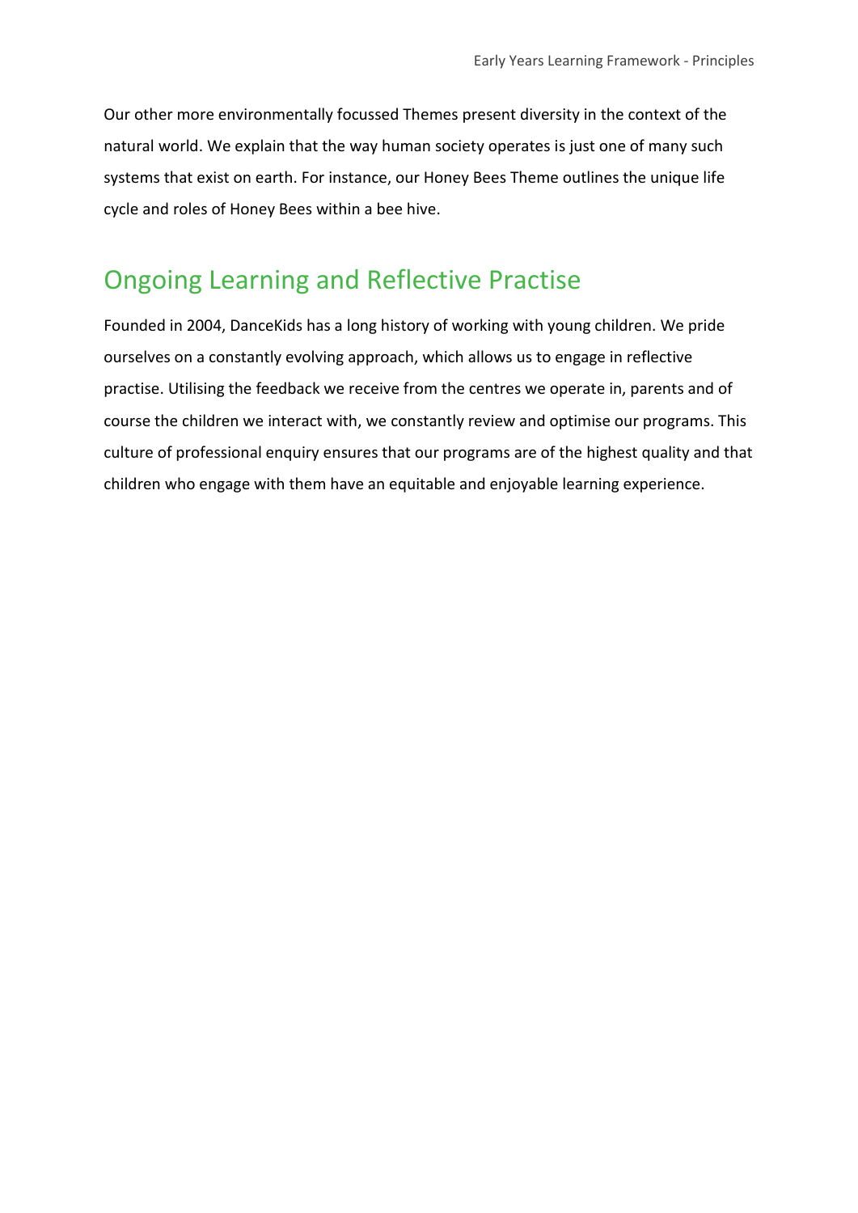Our other more environmentally focussed Themes present diversity in the context of the natural world. We explain that the way human society operates is just one of many such systems that exist on earth. For instance, our Honey Bees Theme outlines the unique life cycle and roles of Honey Bees within a bee hive.

## Ongoing Learning and Reflective Practise

Founded in 2004, DanceKids has a long history of working with young children. We pride ourselves on a constantly evolving approach, which allows us to engage in reflective practise. Utilising the feedback we receive from the centres we operate in, parents and of course the children we interact with, we constantly review and optimise our programs. This culture of professional enquiry ensures that our programs are of the highest quality and that children who engage with them have an equitable and enjoyable learning experience.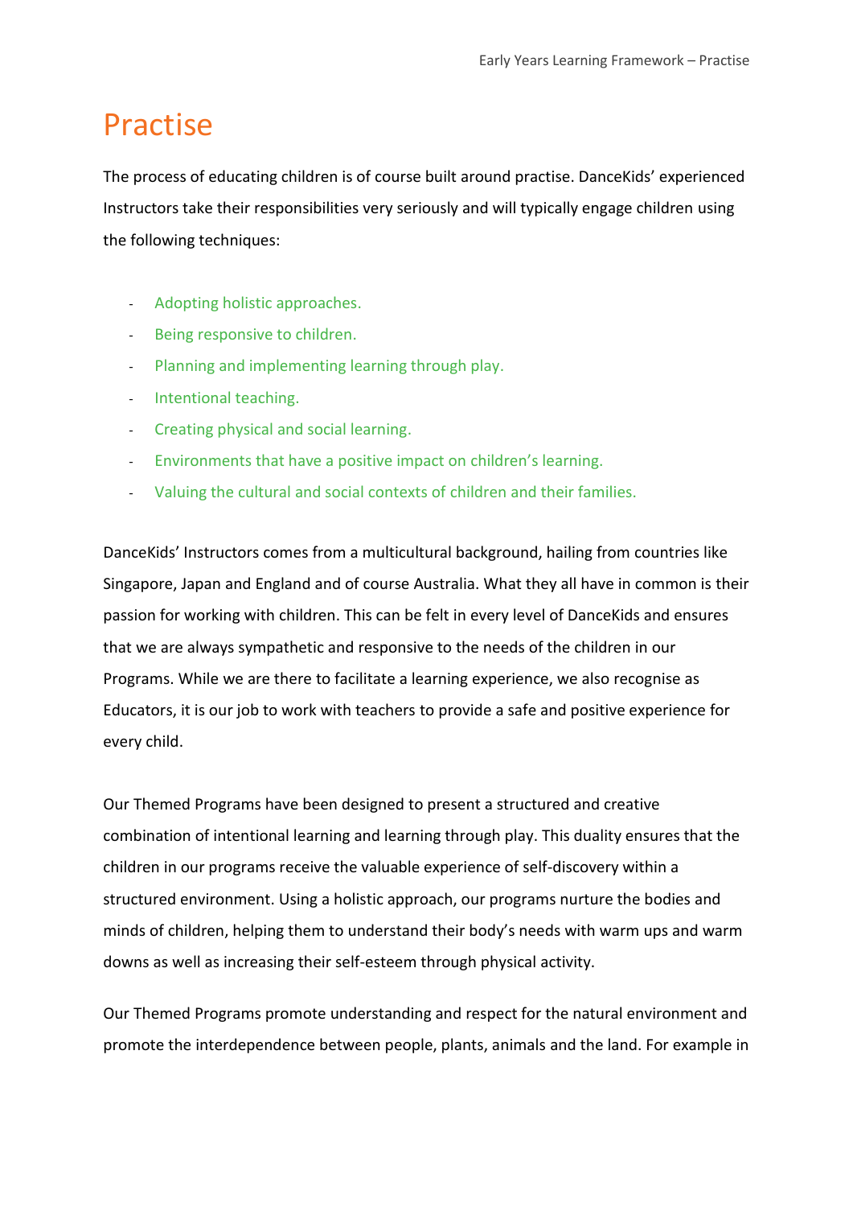# Practise

The process of educating children is of course built around practise. DanceKids' experienced Instructors take their responsibilities very seriously and will typically engage children using the following techniques:

- Adopting holistic approaches.
- Being responsive to children.
- Planning and implementing learning through play.
- Intentional teaching.
- Creating physical and social learning.
- Environments that have a positive impact on children's learning.
- Valuing the cultural and social contexts of children and their families.

DanceKids' Instructors comes from a multicultural background, hailing from countries like Singapore, Japan and England and of course Australia. What they all have in common is their passion for working with children. This can be felt in every level of DanceKids and ensures that we are always sympathetic and responsive to the needs of the children in our Programs. While we are there to facilitate a learning experience, we also recognise as Educators, it is our job to work with teachers to provide a safe and positive experience for every child.

Our Themed Programs have been designed to present a structured and creative combination of intentional learning and learning through play. This duality ensures that the children in our programs receive the valuable experience of self-discovery within a structured environment. Using a holistic approach, our programs nurture the bodies and minds of children, helping them to understand their body's needs with warm ups and warm downs as well as increasing their self-esteem through physical activity.

Our Themed Programs promote understanding and respect for the natural environment and promote the interdependence between people, plants, animals and the land. For example in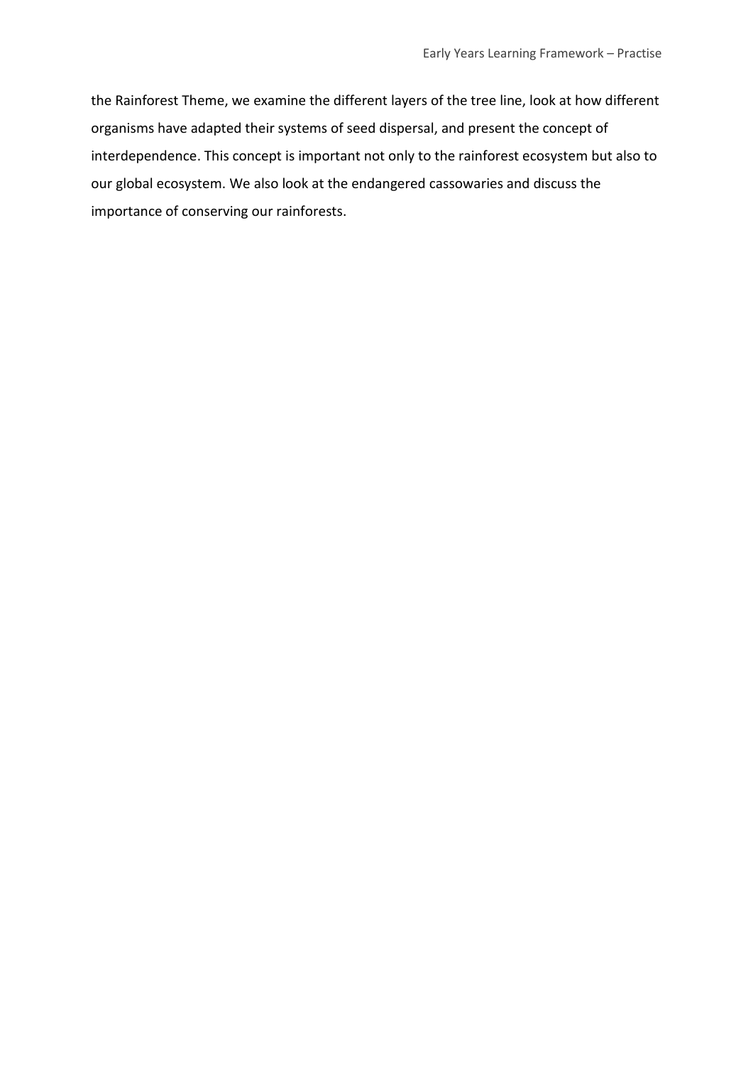the Rainforest Theme, we examine the different layers of the tree line, look at how different organisms have adapted their systems of seed dispersal, and present the concept of interdependence. This concept is important not only to the rainforest ecosystem but also to our global ecosystem. We also look at the endangered cassowaries and discuss the importance of conserving our rainforests.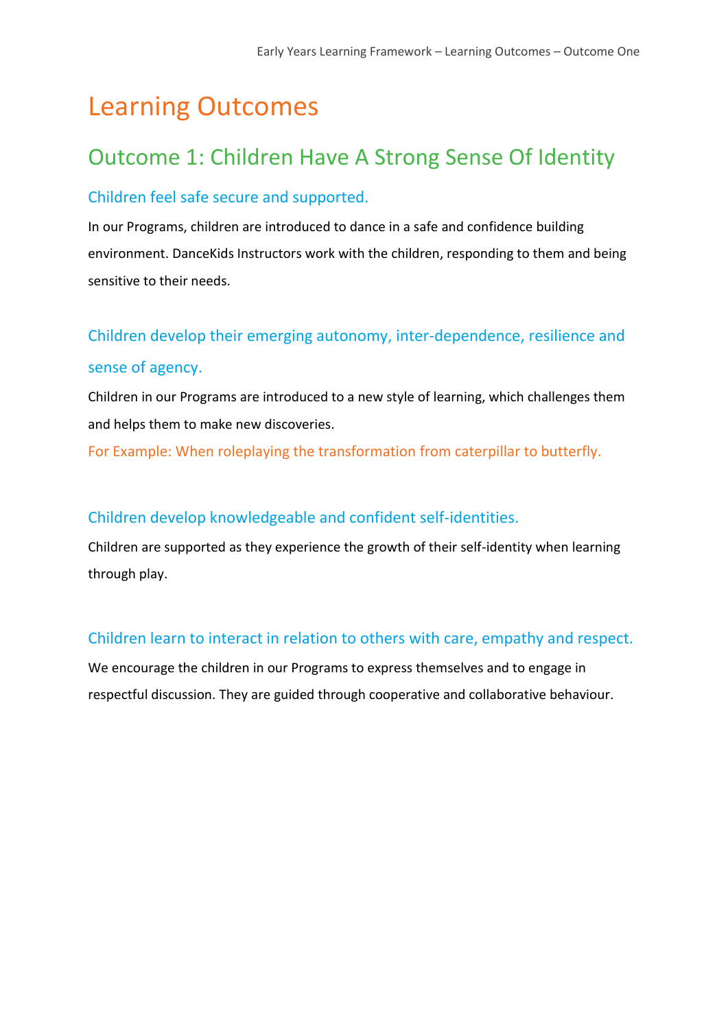# Learning Outcomes

## Outcome 1: Children Have A Strong Sense Of Identity

### Children feel safe secure and supported.

In our Programs, children are introduced to dance in a safe and confidence building environment. DanceKids Instructors work with the children, responding to them and being sensitive to their needs.

### Children develop their emerging autonomy, inter-dependence, resilience and sense of agency.

Children in our Programs are introduced to a new style of learning, which challenges them and helps them to make new discoveries.

For Example: When roleplaying the transformation from caterpillar to butterfly.

### Children develop knowledgeable and confident self-identities.

Children are supported as they experience the growth of their self-identity when learning through play.

### Children learn to interact in relation to others with care, empathy and respect.

We encourage the children in our Programs to express themselves and to engage in respectful discussion. They are guided through cooperative and collaborative behaviour.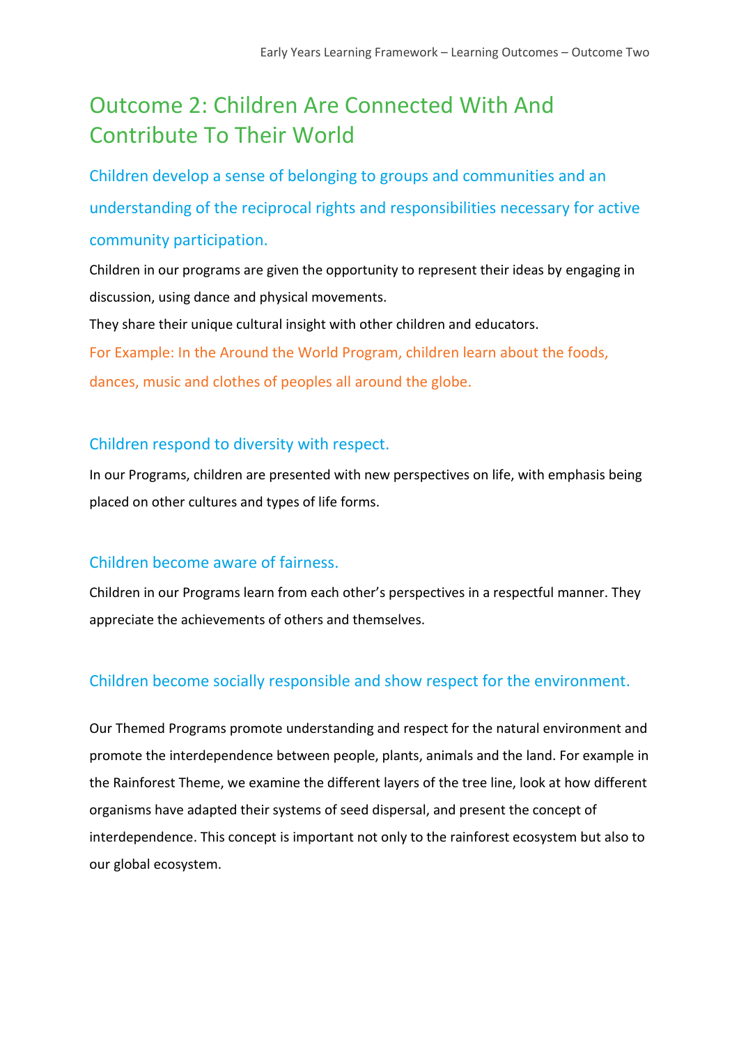# Outcome 2: Children Are Connected With And Contribute To Their World

## Children develop a sense of belonging to groups and communities and an understanding of the reciprocal rights and responsibilities necessary for active community participation.

Children in our programs are given the opportunity to represent their ideas by engaging in discussion, using dance and physical movements.

They share their unique cultural insight with other children and educators.

For Example: In the Around the World Program, children learn about the foods, dances, music and clothes of peoples all around the globe.

## Children respond to diversity with respect.

In our Programs, children are presented with new perspectives on life, with emphasis being placed on other cultures and types of life forms.

## Children become aware of fairness.

Children in our Programs learn from each other's perspectives in a respectful manner. They appreciate the achievements of others and themselves.

## Children become socially responsible and show respect for the environment.

Our Themed Programs promote understanding and respect for the natural environment and promote the interdependence between people, plants, animals and the land. For example in the Rainforest Theme, we examine the different layers of the tree line, look at how different organisms have adapted their systems of seed dispersal, and present the concept of interdependence. This concept is important not only to the rainforest ecosystem but also to our global ecosystem.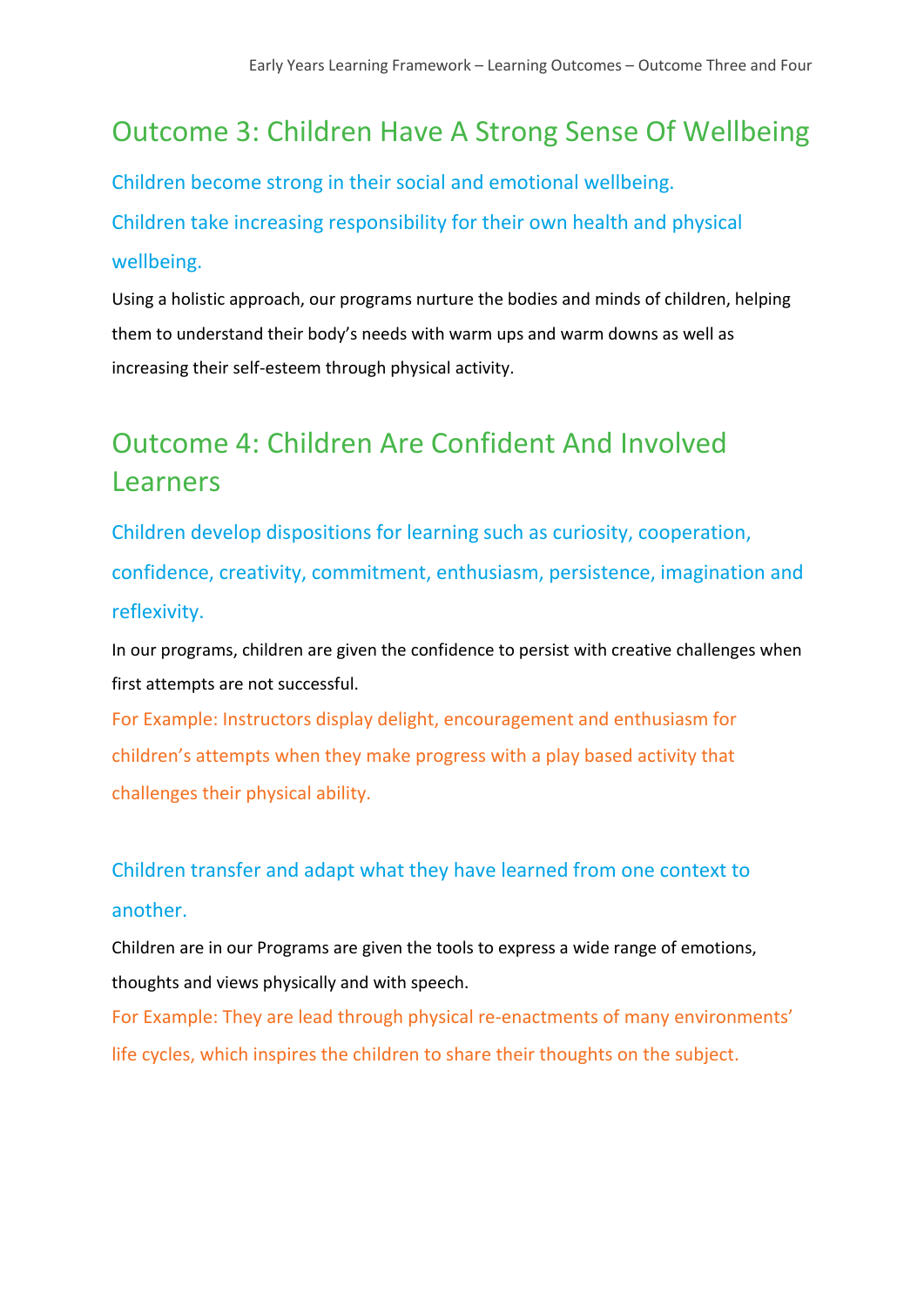## Outcome 3: Children Have A Strong Sense Of Wellbeing

### Children become strong in their social and emotional wellbeing.

### Children take increasing responsibility for their own health and physical wellbeing.

Using a holistic approach, our programs nurture the bodies and minds of children, helping them to understand their body's needs with warm ups and warm downs as well as increasing their self-esteem through physical activity.

## Outcome 4: Children Are Confident And Involved Learners

### Children develop dispositions for learning such as curiosity, cooperation, confidence, creativity, commitment, enthusiasm, persistence, imagination and reflexivity.

In our programs, children are given the confidence to persist with creative challenges when first attempts are not successful.

For Example: Instructors display delight, encouragement and enthusiasm for children's attempts when they make progress with a play based activity that challenges their physical ability.

### Children transfer and adapt what they have learned from one context to another.

Children are in our Programs are given the tools to express a wide range of emotions, thoughts and views physically and with speech.

For Example: They are lead through physical re-enactments of many environments' life cycles, which inspires the children to share their thoughts on the subject.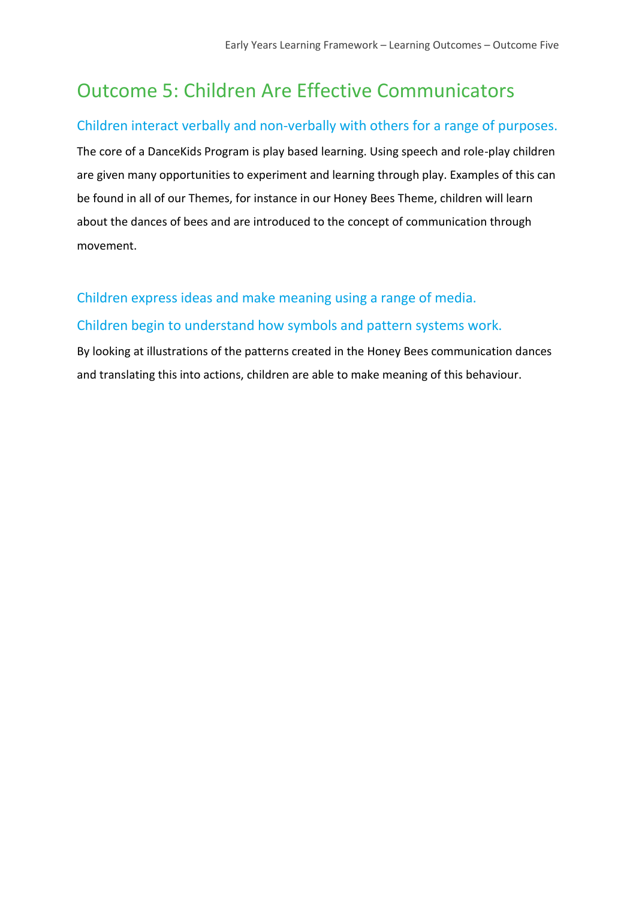# Outcome 5: Children Are Effective Communicators

### Children interact verbally and non-verbally with others for a range of purposes.

The core of a DanceKids Program is play based learning. Using speech and role-play children are given many opportunities to experiment and learning through play. Examples of this can be found in all of our Themes, for instance in our Honey Bees Theme, children will learn about the dances of bees and are introduced to the concept of communication through movement.

### Children express ideas and make meaning using a range of media.

### Children begin to understand how symbols and pattern systems work.

By looking at illustrations of the patterns created in the Honey Bees communication dances and translating this into actions, children are able to make meaning of this behaviour.